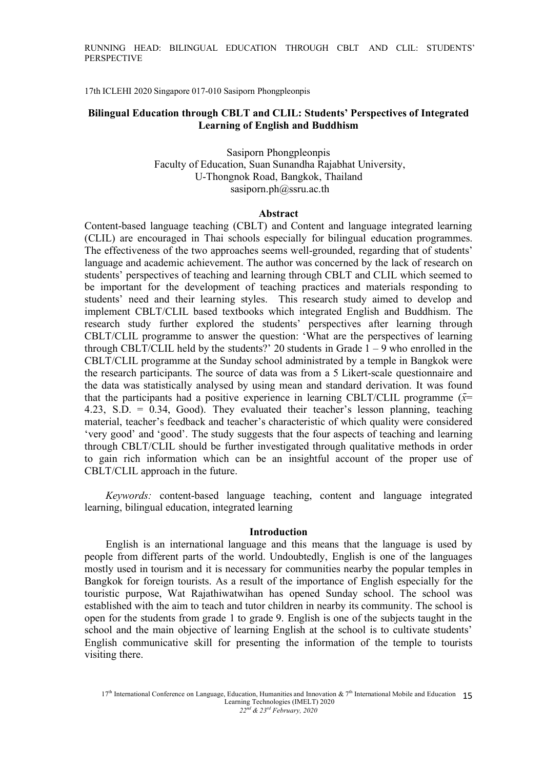17th ICLEHI 2020 Singapore 017-010 Sasiporn Phongpleonpis

# Bilingual Education through CBLT and CLIL: Students' Perspectives of Integrated Learning of English and Buddhism

Sasiporn Phongpleonpis
Faculty of Education, Suan Sunandha Rajabhat University,
U-Thongnok Road, Bangkok, Thailand
sasiporn.ph@ssru.ac.th

## Abstract

Content-based language teaching (CBLT) and Content and language integrated learning (CLIL) are encouraged in Thai schools especially for bilingual education programmes. The effectiveness of the two approaches seems well-grounded, regarding that of students' language and academic achievement. The author was concerned by the lack of research on students' perspectives of teaching and learning through CBLT and CLIL which seemed to be important for the development of teaching practices and materials responding to students' need and their learning styles. This research study aimed to develop and implement CBLT/CLIL based textbooks which integrated English and Buddhism. The research study further explored the students' perspectives after learning through CBLT/CLIL programme to answer the question: 'What are the perspectives of learning through CBLT/CLIL held by the students?' 20 students in Grade 1 – 9 who enrolled in the CBLT/CLIL programme at the Sunday school administrated by a temple in Bangkok were the research participants. The source of data was from a 5 Likert-scale questionnaire and the data was statistically analysed by using mean and standard derivation. It was found that the participants had a positive experience in learning CBLT/CLIL programme ($\bar{x}$= 4.23, S.D. = 0.34, Good). They evaluated their teacher's lesson planning, teaching material, teacher's feedback and teacher's characteristic of which quality were considered 'very good' and 'good'. The study suggests that the four aspects of teaching and learning through CBLT/CLIL should be further investigated through qualitative methods in order to gain rich information which can be an insightful account of the proper use of CBLT/CLIL approach in the future.

*Keywords:* content-based language teaching, content and language integrated learning, bilingual education, integrated learning

## Introduction

English is an international language and this means that the language is used by people from different parts of the world. Undoubtedly, English is one of the languages mostly used in tourism and it is necessary for communities nearby the popular temples in Bangkok for foreign tourists. As a result of the importance of English especially for the touristic purpose, Wat Rajathiwatwihan has opened Sunday school. The school was established with the aim to teach and tutor children in nearby its community. The school is open for the students from grade 1 to grade 9. English is one of the subjects taught in the school and the main objective of learning English at the school is to cultivate students' English communicative skill for presenting the information of the temple to tourists visiting there.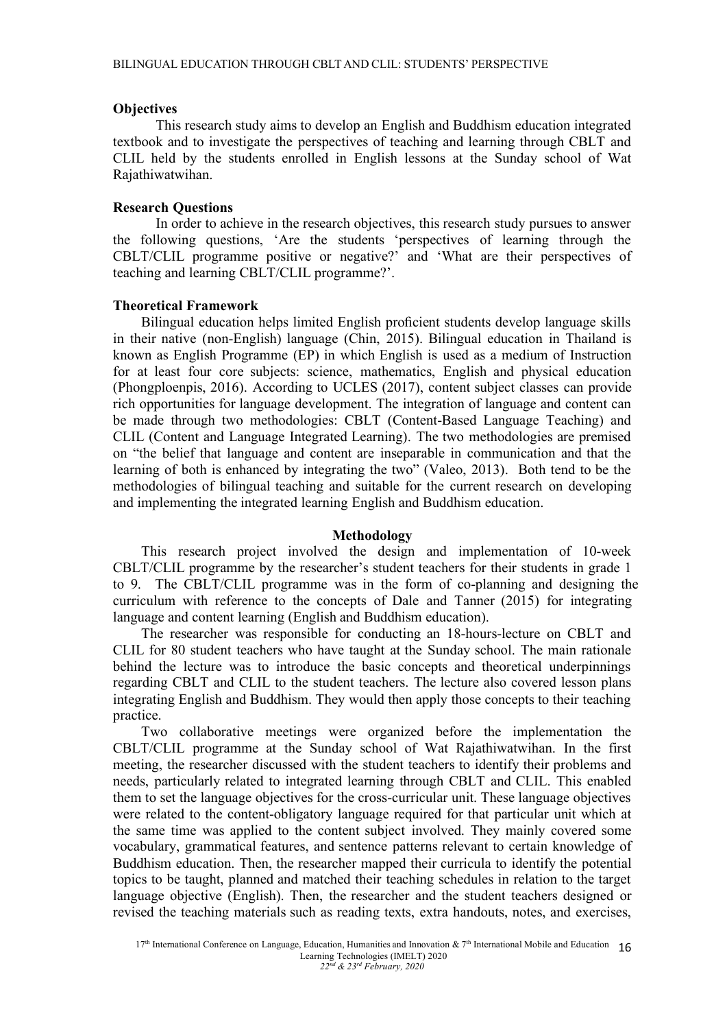**Objectives**

This research study aims to develop an English and Buddhism education integrated textbook and to investigate the perspectives of teaching and learning through CBLT and CLIL held by the students enrolled in English lessons at the Sunday school of Wat Rajathiwatwihan.

**Research Questions**

In order to achieve in the research objectives, this research study pursues to answer the following questions, 'Are the students 'perspectives of learning through the CBLT/CLIL programme positive or negative?' and 'What are their perspectives of teaching and learning CBLT/CLIL programme?'.

**Theoretical Framework**

Bilingual education helps limited English proficient students develop language skills in their native (non-English) language (Chin, 2015). Bilingual education in Thailand is known as English Programme (EP) in which English is used as a medium of Instruction for at least four core subjects: science, mathematics, English and physical education (Phongploenpis, 2016). According to UCLES (2017), content subject classes can provide rich opportunities for language development. The integration of language and content can be made through two methodologies: CBLT (Content-Based Language Teaching) and CLIL (Content and Language Integrated Learning). The two methodologies are premised on "the belief that language and content are inseparable in communication and that the learning of both is enhanced by integrating the two" (Valeo, 2013). Both tend to be the methodologies of bilingual teaching and suitable for the current research on developing and implementing the integrated learning English and Buddhism education.

## Methodology

This research project involved the design and implementation of 10-week CBLT/CLIL programme by the researcher's student teachers for their students in grade 1 to 9. The CBLT/CLIL programme was in the form of co-planning and designing the curriculum with reference to the concepts of Dale and Tanner (2015) for integrating language and content learning (English and Buddhism education).

The researcher was responsible for conducting an 18-hours-lecture on CBLT and CLIL for 80 student teachers who have taught at the Sunday school. The main rationale behind the lecture was to introduce the basic concepts and theoretical underpinnings regarding CBLT and CLIL to the student teachers. The lecture also covered lesson plans integrating English and Buddhism. They would then apply those concepts to their teaching practice.

Two collaborative meetings were organized before the implementation the CBLT/CLIL programme at the Sunday school of Wat Rajathiwatwihan. In the first meeting, the researcher discussed with the student teachers to identify their problems and needs, particularly related to integrated learning through CBLT and CLIL. This enabled them to set the language objectives for the cross-curricular unit. These language objectives were related to the content-obligatory language required for that particular unit which at the same time was applied to the content subject involved. They mainly covered some vocabulary, grammatical features, and sentence patterns relevant to certain knowledge of Buddhism education. Then, the researcher mapped their curricula to identify the potential topics to be taught, planned and matched their teaching schedules in relation to the target language objective (English). Then, the researcher and the student teachers designed or revised the teaching materials such as reading texts, extra handouts, notes, and exercises,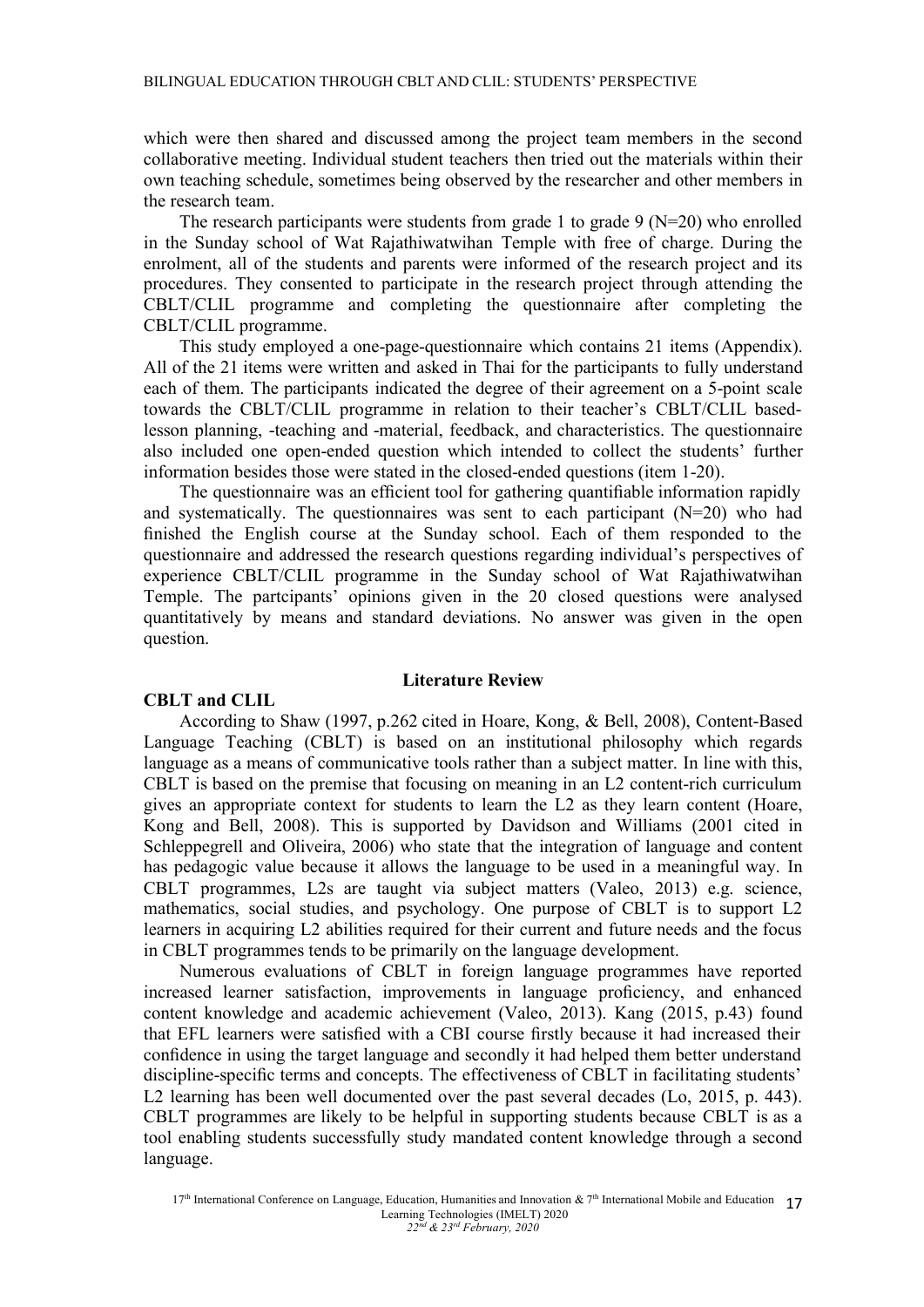which were then shared and discussed among the project team members in the second collaborative meeting. Individual student teachers then tried out the materials within their own teaching schedule, sometimes being observed by the researcher and other members in the research team.

The research participants were students from grade 1 to grade 9 (N=20) who enrolled in the Sunday school of Wat Rajathiwatwihan Temple with free of charge. During the enrolment, all of the students and parents were informed of the research project and its procedures. They consented to participate in the research project through attending the CBLT/CLIL programme and completing the questionnaire after completing the CBLT/CLIL programme.

This study employed a one-page-questionnaire which contains 21 items (Appendix). All of the 21 items were written and asked in Thai for the participants to fully understand each of them. The participants indicated the degree of their agreement on a 5-point scale towards the CBLT/CLIL programme in relation to their teacher's CBLT/CLIL based-lesson planning, -teaching and -material, feedback, and characteristics. The questionnaire also included one open-ended question which intended to collect the students' further information besides those were stated in the closed-ended questions (item 1-20).

The questionnaire was an efficient tool for gathering quantifiable information rapidly and systematically. The questionnaires was sent to each participant (N=20) who had finished the English course at the Sunday school. Each of them responded to the questionnaire and addressed the research questions regarding individual's perspectives of experience CBLT/CLIL programme in the Sunday school of Wat Rajathiwatwihan Temple. The partcipants' opinions given in the 20 closed questions were analysed quantitatively by means and standard deviations. No answer was given in the open question.

## Literature Review

### CBLT and CLIL

According to Shaw (1997, p.262 cited in Hoare, Kong, & Bell, 2008), Content-Based Language Teaching (CBLT) is based on an institutional philosophy which regards language as a means of communicative tools rather than a subject matter. In line with this, CBLT is based on the premise that focusing on meaning in an L2 content-rich curriculum gives an appropriate context for students to learn the L2 as they learn content (Hoare, Kong and Bell, 2008). This is supported by Davidson and Williams (2001 cited in Schleppegrell and Oliveira, 2006) who state that the integration of language and content has pedagogic value because it allows the language to be used in a meaningful way. In CBLT programmes, L2s are taught via subject matters (Valeo, 2013) e.g. science, mathematics, social studies, and psychology. One purpose of CBLT is to support L2 learners in acquiring L2 abilities required for their current and future needs and the focus in CBLT programmes tends to be primarily on the language development.

Numerous evaluations of CBLT in foreign language programmes have reported increased learner satisfaction, improvements in language proficiency, and enhanced content knowledge and academic achievement (Valeo, 2013). Kang (2015, p.43) found that EFL learners were satisfied with a CBI course firstly because it had increased their confidence in using the target language and secondly it had helped them better understand discipline-specific terms and concepts. The effectiveness of CBLT in facilitating students' L2 learning has been well documented over the past several decades (Lo, 2015, p. 443). CBLT programmes are likely to be helpful in supporting students because CBLT is as a tool enabling students successfully study mandated content knowledge through a second language.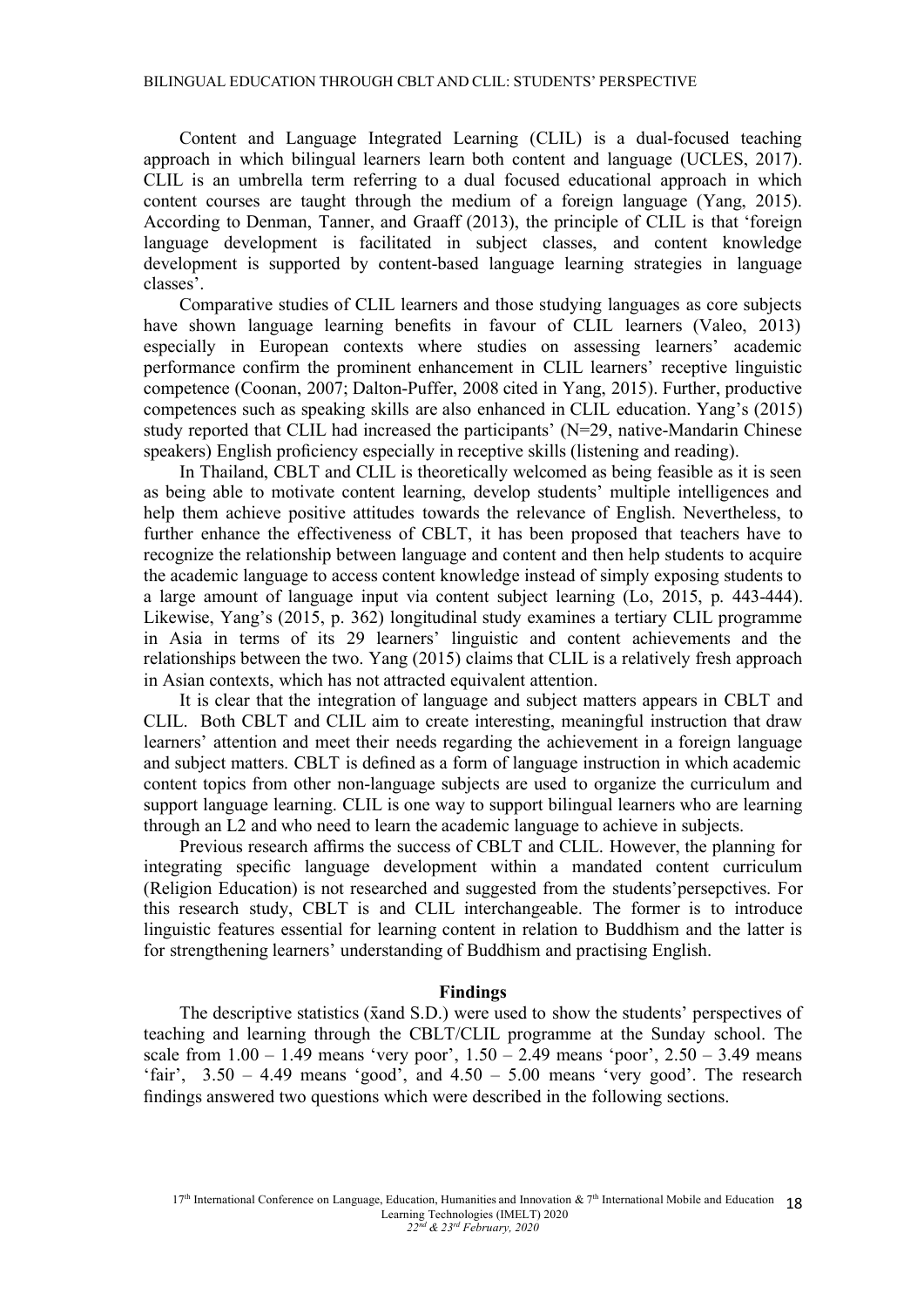Content and Language Integrated Learning (CLIL) is a dual-focused teaching approach in which bilingual learners learn both content and language (UCLES, 2017). CLIL is an umbrella term referring to a dual focused educational approach in which content courses are taught through the medium of a foreign language (Yang, 2015). According to Denman, Tanner, and Graaff (2013), the principle of CLIL is that 'foreign language development is facilitated in subject classes, and content knowledge development is supported by content-based language learning strategies in language classes'.

Comparative studies of CLIL learners and those studying languages as core subjects have shown language learning benefits in favour of CLIL learners (Valeo, 2013) especially in European contexts where studies on assessing learners' academic performance confirm the prominent enhancement in CLIL learners' receptive linguistic competence (Coonan, 2007; Dalton-Puffer, 2008 cited in Yang, 2015). Further, productive competences such as speaking skills are also enhanced in CLIL education. Yang's (2015) study reported that CLIL had increased the participants' (N=29, native-Mandarin Chinese speakers) English proficiency especially in receptive skills (listening and reading).

In Thailand, CBLT and CLIL is theoretically welcomed as being feasible as it is seen as being able to motivate content learning, develop students' multiple intelligences and help them achieve positive attitudes towards the relevance of English. Nevertheless, to further enhance the effectiveness of CBLT, it has been proposed that teachers have to recognize the relationship between language and content and then help students to acquire the academic language to access content knowledge instead of simply exposing students to a large amount of language input via content subject learning (Lo, 2015, p. 443-444). Likewise, Yang's (2015, p. 362) longitudinal study examines a tertiary CLIL programme in Asia in terms of its 29 learners' linguistic and content achievements and the relationships between the two. Yang (2015) claims that CLIL is a relatively fresh approach in Asian contexts, which has not attracted equivalent attention.

It is clear that the integration of language and subject matters appears in CBLT and CLIL. Both CBLT and CLIL aim to create interesting, meaningful instruction that draw learners' attention and meet their needs regarding the achievement in a foreign language and subject matters. CBLT is defined as a form of language instruction in which academic content topics from other non-language subjects are used to organize the curriculum and support language learning. CLIL is one way to support bilingual learners who are learning through an L2 and who need to learn the academic language to achieve in subjects.

Previous research affirms the success of CBLT and CLIL. However, the planning for integrating specific language development within a mandated content curriculum (Religion Education) is not researched and suggested from the students'persepctives. For this research study, CBLT is and CLIL interchangeable. The former is to introduce linguistic features essential for learning content in relation to Buddhism and the latter is for strengthening learners' understanding of Buddhism and practising English.

## Findings

The descriptive statistics ($\bar{x}$and S.D.) were used to show the students' perspectives of teaching and learning through the CBLT/CLIL programme at the Sunday school. The scale from 1.00 – 1.49 means 'very poor', 1.50 – 2.49 means 'poor', 2.50 – 3.49 means 'fair', 3.50 – 4.49 means 'good', and 4.50 – 5.00 means 'very good'. The research findings answered two questions which were described in the following sections.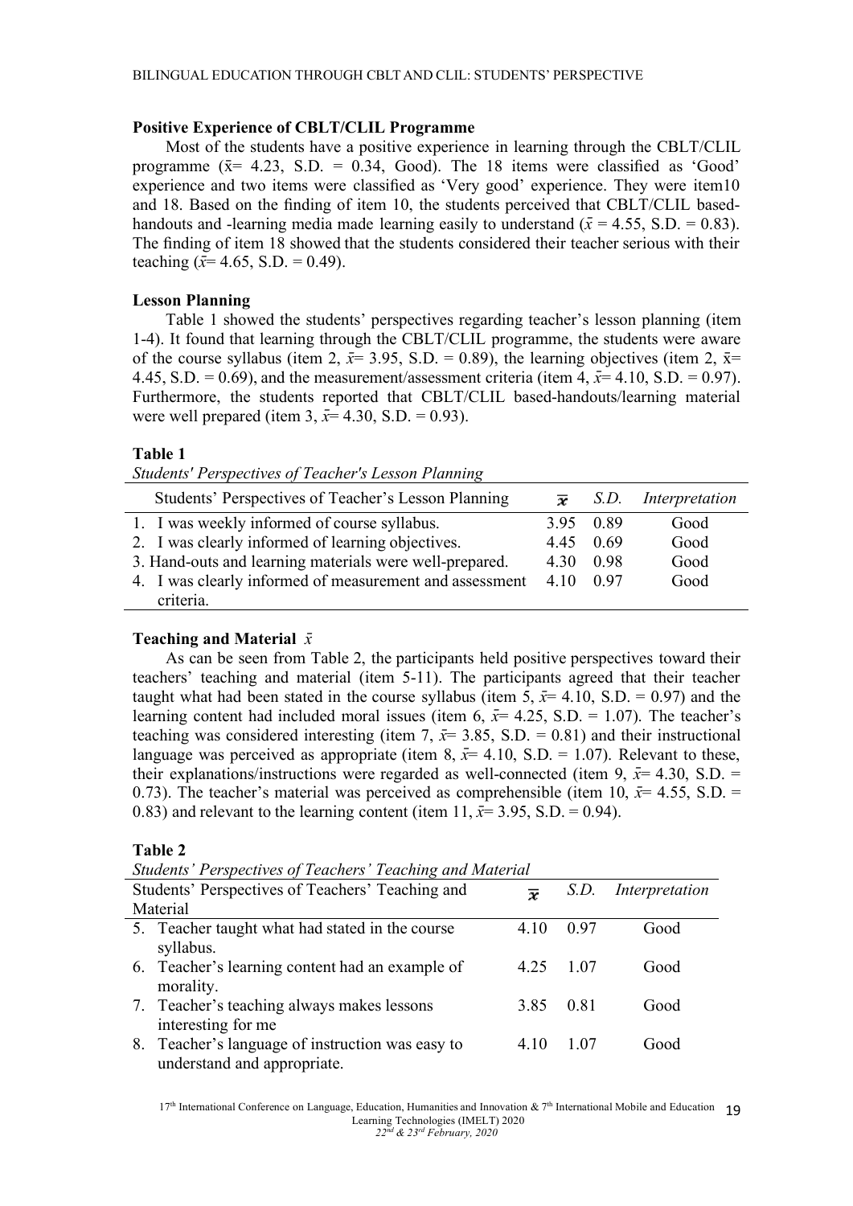### Positive Experience of CBLT/CLIL Programme

Most of the students have a positive experience in learning through the CBLT/CLIL programme ($\bar{x}$= 4.23, S.D. = 0.34, Good). The 18 items were classified as 'Good' experience and two items were classified as 'Very good' experience. They were item10 and 18. Based on the finding of item 10, the students perceived that CBLT/CLIL based-handouts and -learning media made learning easily to understand ($\bar{x}$ = 4.55, S.D. = 0.83). The finding of item 18 showed that the students considered their teacher serious with their teaching ($\bar{x}$= 4.65, S.D. = 0.49).

### Lesson Planning

Table 1 showed the students' perspectives regarding teacher's lesson planning (item 1-4). It found that learning through the CBLT/CLIL programme, the students were aware of the course syllabus (item 2, $\bar{x}$= 3.95, S.D. = 0.89), the learning objectives (item 2, $\bar{x}$= 4.45, S.D. = 0.69), and the measurement/assessment criteria (item 4, $\bar{x}$= 4.10, S.D. = 0.97). Furthermore, the students reported that CBLT/CLIL based-handouts/learning material were well prepared (item 3, $\bar{x}$= 4.30, S.D. = 0.93).

**Table 1**

*Students' Perspectives of Teacher's Lesson Planning*

| Students' Perspectives of Teacher's Lesson Planning | $\bar{x}$ | *S.D.* | *Interpretation* |
|---|---|---|---|
| 1. I was weekly informed of course syllabus. | 3.95 | 0.89 | Good |
| 2. I was clearly informed of learning objectives. | 4.45 | 0.69 | Good |
| 3. Hand-outs and learning materials were well-prepared. | 4.30 | 0.98 | Good |
| 4. I was clearly informed of measurement and assessment criteria. | 4.10 | 0.97 | Good |

### Teaching and Material $\bar{x}$

As can be seen from Table 2, the participants held positive perspectives toward their teachers' teaching and material (item 5-11). The participants agreed that their teacher taught what had been stated in the course syllabus (item 5, $\bar{x}$= 4.10, S.D. = 0.97) and the learning content had included moral issues (item 6, $\bar{x}$= 4.25, S.D. = 1.07). The teacher's teaching was considered interesting (item 7, $\bar{x}$= 3.85, S.D. = 0.81) and their instructional language was perceived as appropriate (item 8, $\bar{x}$= 4.10, S.D. = 1.07). Relevant to these, their explanations/instructions were regarded as well-connected (item 9, $\bar{x}$= 4.30, S.D. = 0.73). The teacher's material was perceived as comprehensible (item 10, $\bar{x}$= 4.55, S.D. = 0.83) and relevant to the learning content (item 11, $\bar{x}$= 3.95, S.D. = 0.94).

**Table 2**

*Students' Perspectives of Teachers' Teaching and Material*

| Students' Perspectives of Teachers' Teaching and Material | $\bar{x}$ | *S.D.* | *Interpretation* |
|---|---|---|---|
| 5. Teacher taught what had stated in the course syllabus. | 4.10 | 0.97 | Good |
| 6. Teacher's learning content had an example of morality. | 4.25 | 1.07 | Good |
| 7. Teacher's teaching always makes lessons interesting for me | 3.85 | 0.81 | Good |
| 8. Teacher's language of instruction was easy to understand and appropriate. | 4.10 | 1.07 | Good |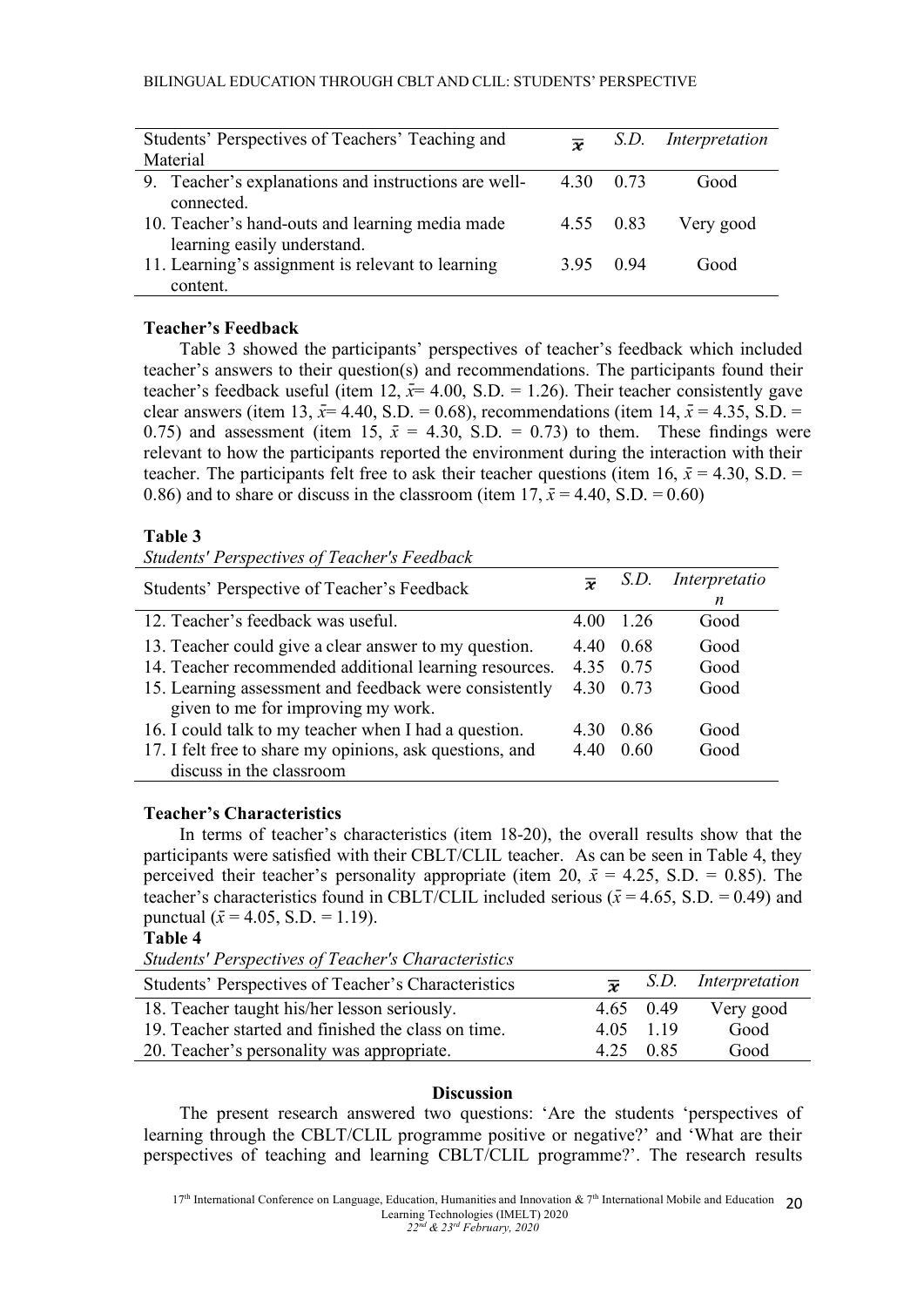| Students' Perspectives of Teachers' Teaching and Material | $\bar{x}$ | S.D. | Interpretation |
|---|---|---|---|
| 9. Teacher's explanations and instructions are well-connected. | 4.30 | 0.73 | Good |
| 10. Teacher's hand-outs and learning media made learning easily understand. | 4.55 | 0.83 | Very good |
| 11. Learning's assignment is relevant to learning content. | 3.95 | 0.94 | Good |

**Teacher's Feedback**

Table 3 showed the participants' perspectives of teacher's feedback which included teacher's answers to their question(s) and recommendations. The participants found their teacher's feedback useful (item 12, $\bar{x}$= 4.00, S.D. = 1.26). Their teacher consistently gave clear answers (item 13, $\bar{x}$= 4.40, S.D. = 0.68), recommendations (item 14, $\bar{x}$ = 4.35, S.D. = 0.75) and assessment (item 15, $\bar{x}$ = 4.30, S.D. = 0.73) to them. These findings were relevant to how the participants reported the environment during the interaction with their teacher. The participants felt free to ask their teacher questions (item 16, $\bar{x}$ = 4.30, S.D. = 0.86) and to share or discuss in the classroom (item 17, $\bar{x}$ = 4.40, S.D. = 0.60)

**Table 3**

*Students' Perspectives of Teacher's Feedback*

| Students' Perspective of Teacher's Feedback | $\bar{x}$ | S.D. | Interpretation |
|---|---|---|---|
| 12. Teacher's feedback was useful. | 4.00 | 1.26 | Good |
| 13. Teacher could give a clear answer to my question. | 4.40 | 0.68 | Good |
| 14. Teacher recommended additional learning resources. | 4.35 | 0.75 | Good |
| 15. Learning assessment and feedback were consistently given to me for improving my work. | 4.30 | 0.73 | Good |
| 16. I could talk to my teacher when I had a question. | 4.30 | 0.86 | Good |
| 17. I felt free to share my opinions, ask questions, and discuss in the classroom | 4.40 | 0.60 | Good |

**Teacher's Characteristics**

In terms of teacher's characteristics (item 18-20), the overall results show that the participants were satisfied with their CBLT/CLIL teacher. As can be seen in Table 4, they perceived their teacher's personality appropriate (item 20, $\bar{x}$ = 4.25, S.D. = 0.85). The teacher's characteristics found in CBLT/CLIL included serious ($\bar{x}$ = 4.65, S.D. = 0.49) and punctual ($\bar{x}$ = 4.05, S.D. = 1.19).

**Table 4**

*Students' Perspectives of Teacher's Characteristics*

| Students' Perspectives of Teacher's Characteristics | $\bar{x}$ | S.D. | Interpretation |
|---|---|---|---|
| 18. Teacher taught his/her lesson seriously. | 4.65 | 0.49 | Very good |
| 19. Teacher started and finished the class on time. | 4.05 | 1.19 | Good |
| 20. Teacher's personality was appropriate. | 4.25 | 0.85 | Good |

## Discussion

The present research answered two questions: 'Are the students 'perspectives of learning through the CBLT/CLIL programme positive or negative?' and 'What are their perspectives of teaching and learning CBLT/CLIL programme?'. The research results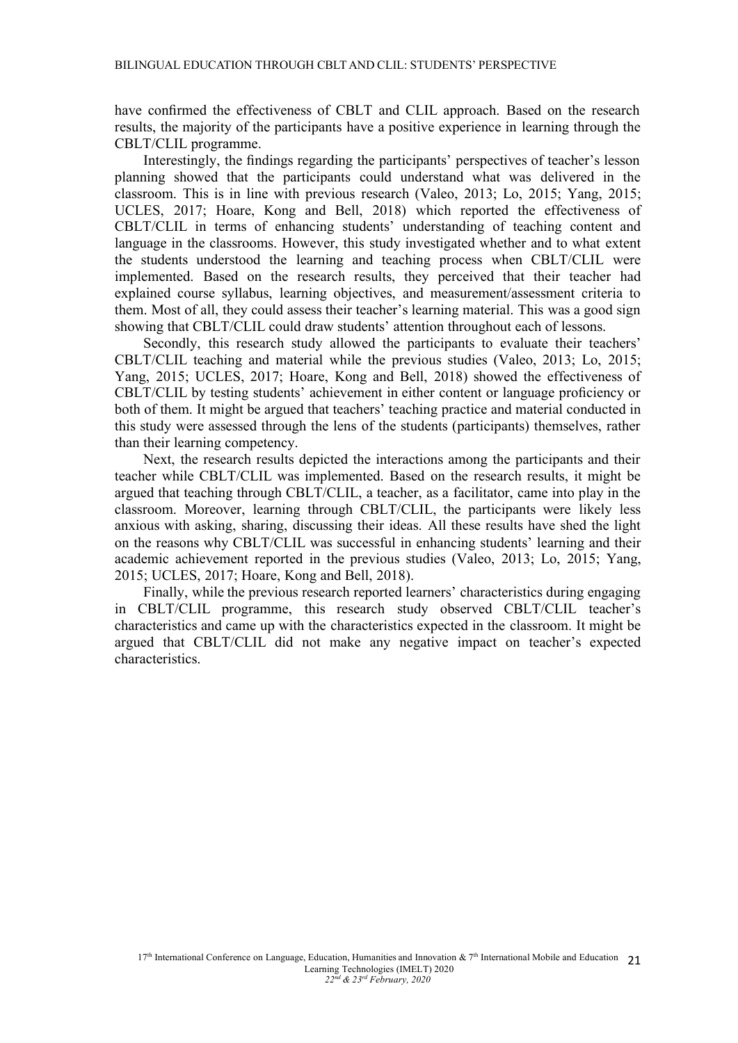have confirmed the effectiveness of CBLT and CLIL approach. Based on the research results, the majority of the participants have a positive experience in learning through the CBLT/CLIL programme.

Interestingly, the findings regarding the participants' perspectives of teacher's lesson planning showed that the participants could understand what was delivered in the classroom. This is in line with previous research (Valeo, 2013; Lo, 2015; Yang, 2015; UCLES, 2017; Hoare, Kong and Bell, 2018) which reported the effectiveness of CBLT/CLIL in terms of enhancing students' understanding of teaching content and language in the classrooms. However, this study investigated whether and to what extent the students understood the learning and teaching process when CBLT/CLIL were implemented. Based on the research results, they perceived that their teacher had explained course syllabus, learning objectives, and measurement/assessment criteria to them. Most of all, they could assess their teacher's learning material. This was a good sign showing that CBLT/CLIL could draw students' attention throughout each of lessons.

Secondly, this research study allowed the participants to evaluate their teachers' CBLT/CLIL teaching and material while the previous studies (Valeo, 2013; Lo, 2015; Yang, 2015; UCLES, 2017; Hoare, Kong and Bell, 2018) showed the effectiveness of CBLT/CLIL by testing students' achievement in either content or language proficiency or both of them. It might be argued that teachers' teaching practice and material conducted in this study were assessed through the lens of the students (participants) themselves, rather than their learning competency.

Next, the research results depicted the interactions among the participants and their teacher while CBLT/CLIL was implemented. Based on the research results, it might be argued that teaching through CBLT/CLIL, a teacher, as a facilitator, came into play in the classroom. Moreover, learning through CBLT/CLIL, the participants were likely less anxious with asking, sharing, discussing their ideas. All these results have shed the light on the reasons why CBLT/CLIL was successful in enhancing students' learning and their academic achievement reported in the previous studies (Valeo, 2013; Lo, 2015; Yang, 2015; UCLES, 2017; Hoare, Kong and Bell, 2018).

Finally, while the previous research reported learners' characteristics during engaging in CBLT/CLIL programme, this research study observed CBLT/CLIL teacher's characteristics and came up with the characteristics expected in the classroom. It might be argued that CBLT/CLIL did not make any negative impact on teacher's expected characteristics.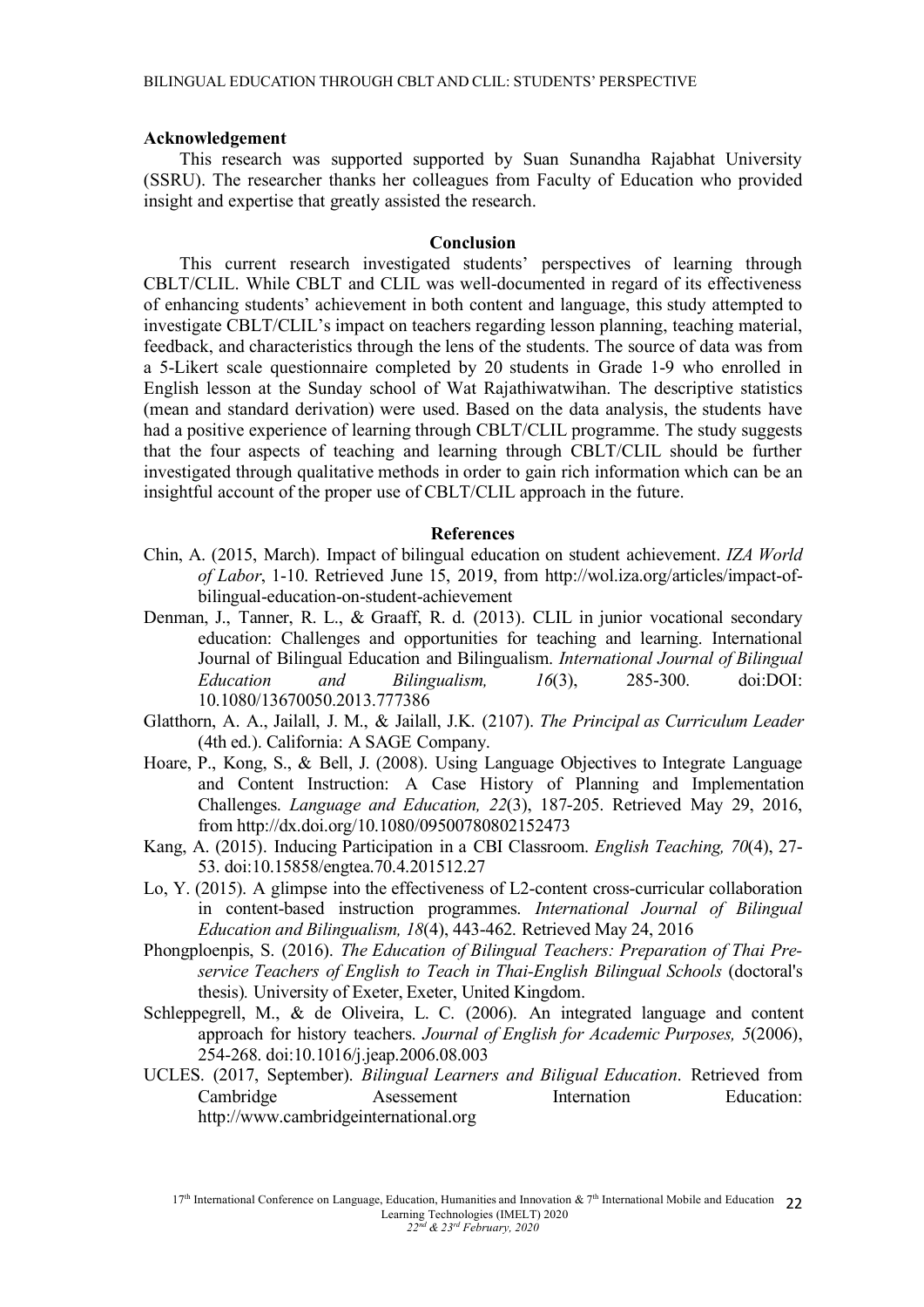## Acknowledgement

This research was supported supported by Suan Sunandha Rajabhat University (SSRU). The researcher thanks her colleagues from Faculty of Education who provided insight and expertise that greatly assisted the research.

## Conclusion

This current research investigated students' perspectives of learning through CBLT/CLIL. While CBLT and CLIL was well-documented in regard of its effectiveness of enhancing students' achievement in both content and language, this study attempted to investigate CBLT/CLIL's impact on teachers regarding lesson planning, teaching material, feedback, and characteristics through the lens of the students. The source of data was from a 5-Likert scale questionnaire completed by 20 students in Grade 1-9 who enrolled in English lesson at the Sunday school of Wat Rajathiwatwihan. The descriptive statistics (mean and standard derivation) were used. Based on the data analysis, the students have had a positive experience of learning through CBLT/CLIL programme. The study suggests that the four aspects of teaching and learning through CBLT/CLIL should be further investigated through qualitative methods in order to gain rich information which can be an insightful account of the proper use of CBLT/CLIL approach in the future.

## References

Chin, A. (2015, March). Impact of bilingual education on student achievement. *IZA World of Labor*, 1-10. Retrieved June 15, 2019, from http://wol.iza.org/articles/impact-of-bilingual-education-on-student-achievement

Denman, J., Tanner, R. L., & Graaff, R. d. (2013). CLIL in junior vocational secondary education: Challenges and opportunities for teaching and learning. International Journal of Bilingual Education and Bilingualism. *International Journal of Bilingual Education and Bilingualism, 16*(3), 285-300. doi:DOI: 10.1080/13670050.2013.777386

Glatthorn, A. A., Jailall, J. M., & Jailall, J.K. (2107). *The Principal as Curriculum Leader* (4th ed.). California: A SAGE Company.

Hoare, P., Kong, S., & Bell, J. (2008). Using Language Objectives to Integrate Language and Content Instruction: A Case History of Planning and Implementation Challenges. *Language and Education, 22*(3), 187-205. Retrieved May 29, 2016, from http://dx.doi.org/10.1080/09500780802152473

Kang, A. (2015). Inducing Participation in a CBI Classroom. *English Teaching, 70*(4), 27-53. doi:10.15858/engtea.70.4.201512.27

Lo, Y. (2015). A glimpse into the effectiveness of L2-content cross-curricular collaboration in content-based instruction programmes. *International Journal of Bilingual Education and Bilingualism, 18*(4), 443-462. Retrieved May 24, 2016

Phongploenpis, S. (2016). *The Education of Bilingual Teachers: Preparation of Thai Pre-service Teachers of English to Teach in Thai-English Bilingual Schools* (doctoral's thesis). University of Exeter, Exeter, United Kingdom.

Schleppegrell, M., & de Oliveira, L. C. (2006). An integrated language and content approach for history teachers. *Journal of English for Academic Purposes, 5*(2006), 254-268. doi:10.1016/j.jeap.2006.08.003

UCLES. (2017, September). *Bilingual Learners and Biligual Education*. Retrieved from Cambridge Asessement Internation Education: http://www.cambridgeinternational.org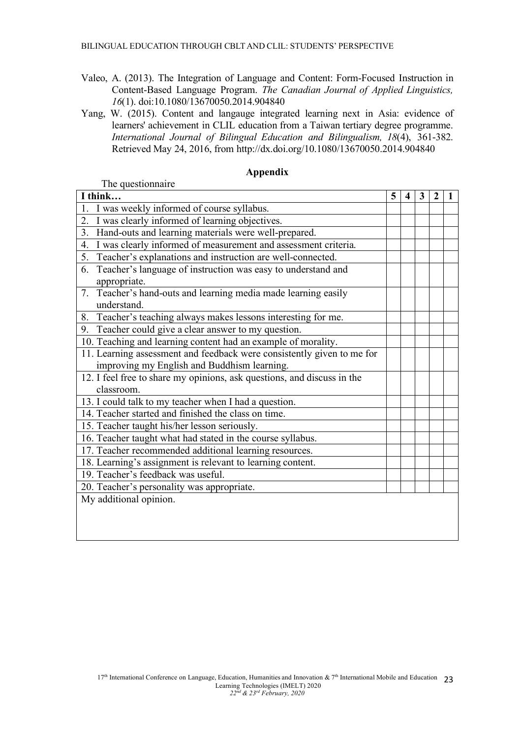Valeo, A. (2013). The Integration of Language and Content: Form-Focused Instruction in Content-Based Language Program. *The Canadian Journal of Applied Linguistics, 16*(1). doi:10.1080/13670050.2014.904840

Yang, W. (2015). Content and langauge integrated learning next in Asia: evidence of learners' achievement in CLIL education from a Taiwan tertiary degree programme. *International Journal of Bilingual Education and Bilingualism, 18*(4), 361-382. Retrieved May 24, 2016, from http://dx.doi.org/10.1080/13670050.2014.904840

## Appendix

The questionnaire

| I think… | 5 | 4 | 3 | 2 | 1 |
|---|---|---|---|---|---|
| 1. I was weekly informed of course syllabus. | | | | | |
| 2. I was clearly informed of learning objectives. | | | | | |
| 3. Hand-outs and learning materials were well-prepared. | | | | | |
| 4. I was clearly informed of measurement and assessment criteria. | | | | | |
| 5. Teacher's explanations and instruction are well-connected. | | | | | |
| 6. Teacher's language of instruction was easy to understand and appropriate. | | | | | |
| 7. Teacher's hand-outs and learning media made learning easily understand. | | | | | |
| 8. Teacher's teaching always makes lessons interesting for me. | | | | | |
| 9. Teacher could give a clear answer to my question. | | | | | |
| 10. Teaching and learning content had an example of morality. | | | | | |
| 11. Learning assessment and feedback were consistently given to me for improving my English and Buddhism learning. | | | | | |
| 12. I feel free to share my opinions, ask questions, and discuss in the classroom. | | | | | |
| 13. I could talk to my teacher when I had a question. | | | | | |
| 14. Teacher started and finished the class on time. | | | | | |
| 15. Teacher taught his/her lesson seriously. | | | | | |
| 16. Teacher taught what had stated in the course syllabus. | | | | | |
| 17. Teacher recommended additional learning resources. | | | | | |
| 18. Learning's assignment is relevant to learning content. | | | | | |
| 19. Teacher's feedback was useful. | | | | | |
| 20. Teacher's personality was appropriate. | | | | | |
| My additional opinion. | | | | | |